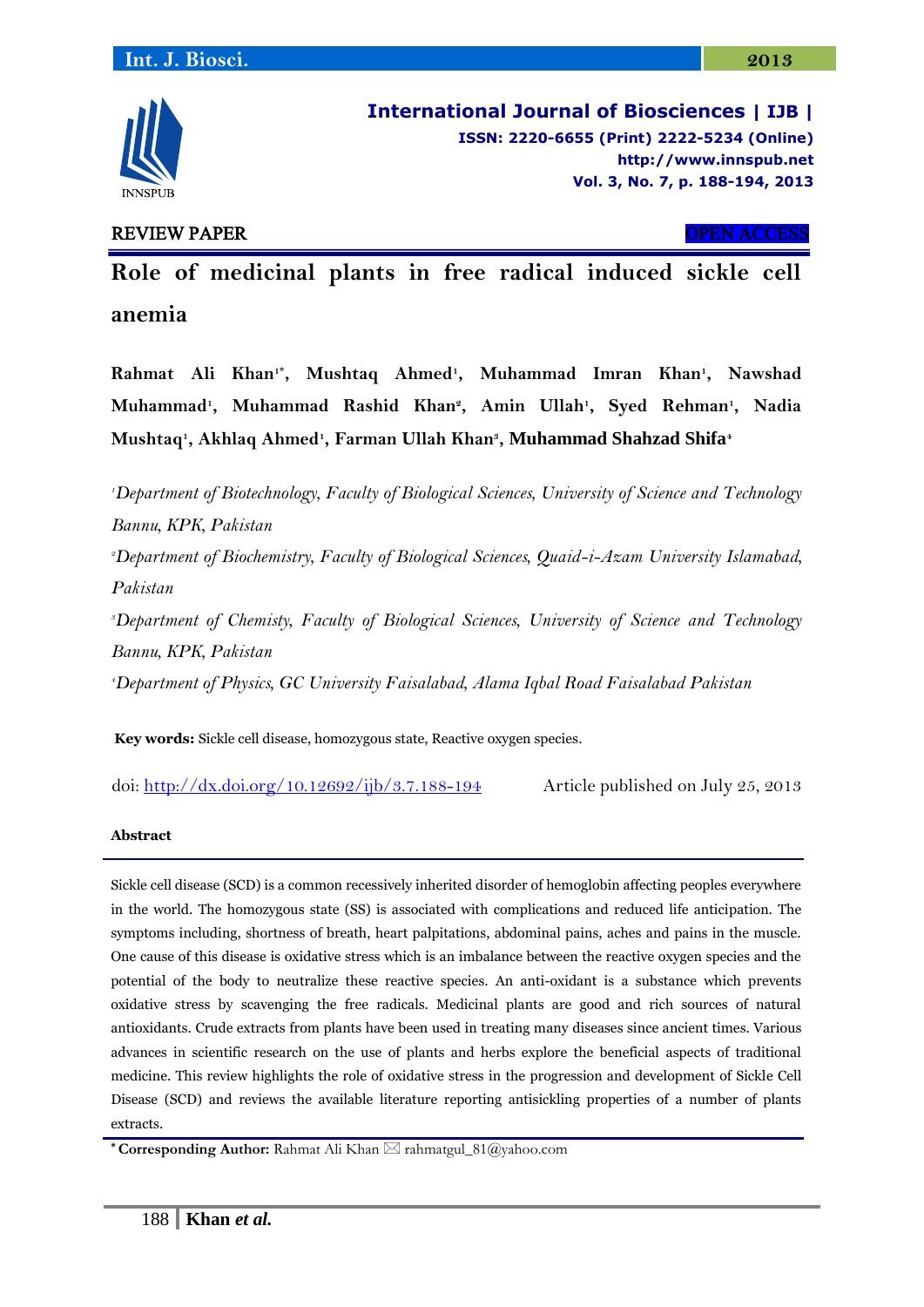REVIEW PAPER OPEN ACCESS

# Role of medicinal plants in free radical induced sickle cell anemia

**Rahmat Ali Khan[1*], Mushtaq Ahmed[1], Muhammad Imran Khan[1], Nawshad Muhammad[1], Muhammad Rashid Khan[2], Amin Ullah[1], Syed Rehman[1], Nadia Mushtaq[1], Akhlaq Ahmed[1], Farman Ullah Khan[3], Muhammad Shahzad Shifa[4]**

[1]*Department of Biotechnology, Faculty of Biological Sciences, University of Science and Technology Bannu, KPK, Pakistan*

[2]*Department of Biochemistry, Faculty of Biological Sciences, Quaid-i-Azam University Islamabad, Pakistan*

[3]*Department of Chemisty, Faculty of Biological Sciences, University of Science and Technology Bannu, KPK, Pakistan*

[4]*Department of Physics, GC University Faisalabad, Alama Iqbal Road Faisalabad Pakistan*

**Key words:** Sickle cell disease, homozygous state, Reactive oxygen species.

doi: http://dx.doi.org/10.12692/ijb/3.7.188-194 Article published on July 25, 2013

#### Abstract

Sickle cell disease (SCD) is a common recessively inherited disorder of hemoglobin affecting peoples everywhere in the world. The homozygous state (SS) is associated with complications and reduced life anticipation. The symptoms including, shortness of breath, heart palpitations, abdominal pains, aches and pains in the muscle. One cause of this disease is oxidative stress which is an imbalance between the reactive oxygen species and the potential of the body to neutralize these reactive species. An anti-oxidant is a substance which prevents oxidative stress by scavenging the free radicals. Medicinal plants are good and rich sources of natural antioxidants. Crude extracts from plants have been used in treating many diseases since ancient times. Various advances in scientific research on the use of plants and herbs explore the beneficial aspects of traditional medicine. This review highlights the role of oxidative stress in the progression and development of Sickle Cell Disease (SCD) and reviews the available literature reporting antisickling properties of a number of plants extracts.

**\* Corresponding Author:** Rahmat Ali Khan ✉ rahmatgul_81@yahoo.com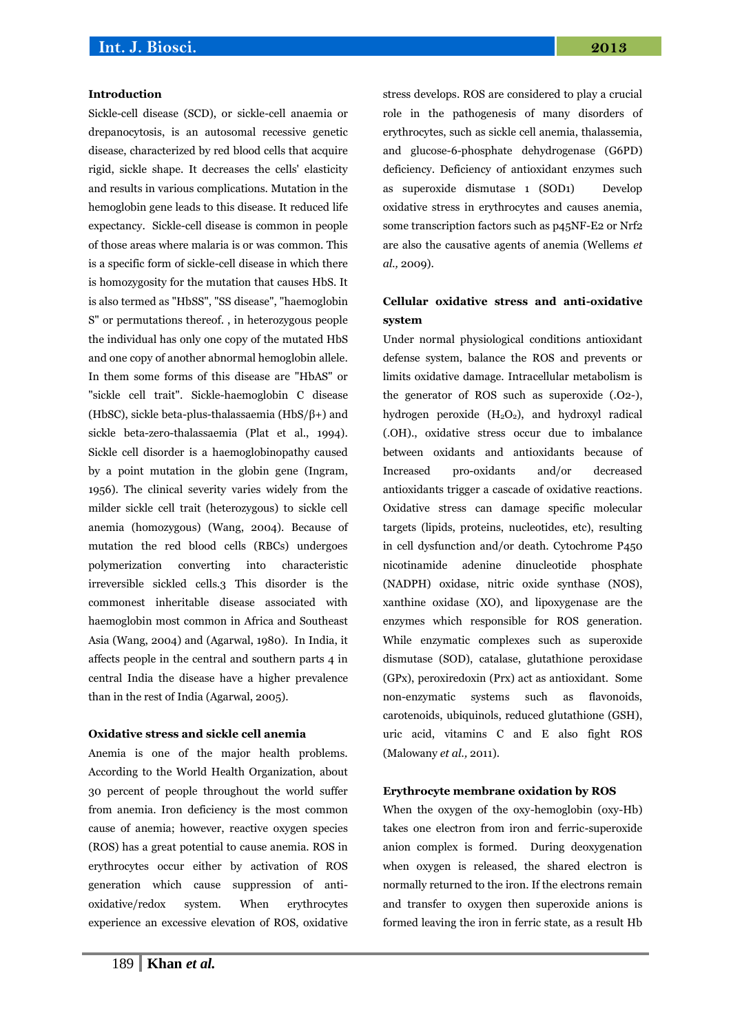### Introduction

Sickle-cell disease (SCD), or sickle-cell anaemia or drepanocytosis, is an autosomal recessive genetic disease, characterized by red blood cells that acquire rigid, sickle shape. It decreases the cells' elasticity and results in various complications. Mutation in the hemoglobin gene leads to this disease. It reduced life expectancy. Sickle-cell disease is common in people of those areas where malaria is or was common. This is a specific form of sickle-cell disease in which there is homozygosity for the mutation that causes HbS. It is also termed as "HbSS", "SS disease", "haemoglobin S" or permutations thereof. , in heterozygous people the individual has only one copy of the mutated HbS and one copy of another abnormal hemoglobin allele. In them some forms of this disease are "HbAS" or "sickle cell trait". Sickle-haemoglobin C disease (HbSC), sickle beta-plus-thalassaemia (HbS/β+) and sickle beta-zero-thalassaemia (Plat et al., 1994). Sickle cell disorder is a haemoglobinopathy caused by a point mutation in the globin gene (Ingram, 1956). The clinical severity varies widely from the milder sickle cell trait (heterozygous) to sickle cell anemia (homozygous) (Wang, 2004). Because of mutation the red blood cells (RBCs) undergoes polymerization converting into characteristic irreversible sickled cells.3 This disorder is the commonest inheritable disease associated with haemoglobin most common in Africa and Southeast Asia (Wang, 2004) and (Agarwal, 1980). In India, it affects people in the central and southern parts 4 in central India the disease have a higher prevalence than in the rest of India (Agarwal, 2005).

### Oxidative stress and sickle cell anemia

Anemia is one of the major health problems. According to the World Health Organization, about 30 percent of people throughout the world suffer from anemia. Iron deficiency is the most common cause of anemia; however, reactive oxygen species (ROS) has a great potential to cause anemia. ROS in erythrocytes occur either by activation of ROS generation which cause suppression of anti-oxidative/redox system. When erythrocytes experience an excessive elevation of ROS, oxidative stress develops. ROS are considered to play a crucial role in the pathogenesis of many disorders of erythrocytes, such as sickle cell anemia, thalassemia, and glucose-6-phosphate dehydrogenase (G6PD) deficiency. Deficiency of antioxidant enzymes such as superoxide dismutase 1 (SOD1) Develop oxidative stress in erythrocytes and causes anemia, some transcription factors such as p45NF-E2 or Nrf2 are also the causative agents of anemia (Wellems *et al.,* 2009).

### Cellular oxidative stress and anti-oxidative system

Under normal physiological conditions antioxidant defense system, balance the ROS and prevents or limits oxidative damage. Intracellular metabolism is the generator of ROS such as superoxide (.O2-), hydrogen peroxide ($H_2O_2$), and hydroxyl radical (.OH)., oxidative stress occur due to imbalance between oxidants and antioxidants because of Increased pro-oxidants and/or decreased antioxidants trigger a cascade of oxidative reactions. Oxidative stress can damage specific molecular targets (lipids, proteins, nucleotides, etc), resulting in cell dysfunction and/or death. Cytochrome P450 nicotinamide adenine dinucleotide phosphate (NADPH) oxidase, nitric oxide synthase (NOS), xanthine oxidase (XO), and lipoxygenase are the enzymes which responsible for ROS generation. While enzymatic complexes such as superoxide dismutase (SOD), catalase, glutathione peroxidase (GPx), peroxiredoxin (Prx) act as antioxidant. Some non-enzymatic systems such as flavonoids, carotenoids, ubiquinols, reduced glutathione (GSH), uric acid, vitamins C and E also fight ROS (Malowany *et al.,* 2011).

### Erythrocyte membrane oxidation by ROS

When the oxygen of the oxy-hemoglobin (oxy-Hb) takes one electron from iron and ferric-superoxide anion complex is formed. During deoxygenation when oxygen is released, the shared electron is normally returned to the iron. If the electrons remain and transfer to oxygen then superoxide anions is formed leaving the iron in ferric state, as a result Hb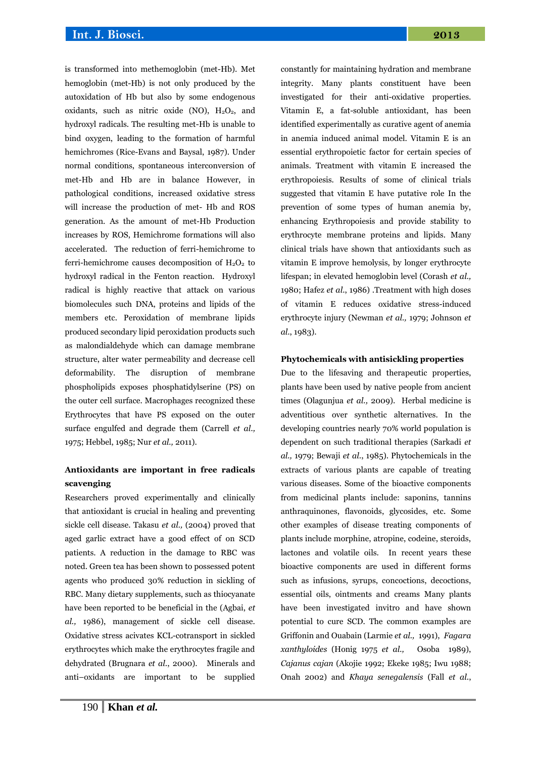is transformed into methemoglobin (met-Hb). Met hemoglobin (met-Hb) is not only produced by the autoxidation of Hb but also by some endogenous oxidants, such as nitric oxide (NO), $H_2O_2$, and hydroxyl radicals. The resulting met-Hb is unable to bind oxygen, leading to the formation of harmful hemichromes (Rice-Evans and Baysal, 1987). Under normal conditions, spontaneous interconversion of met-Hb and Hb are in balance However, in pathological conditions, increased oxidative stress will increase the production of met- Hb and ROS generation. As the amount of met-Hb Production increases by ROS, Hemichrome formations will also accelerated. The reduction of ferri-hemichrome to ferri-hemichrome causes decomposition of $H_2O_2$ to hydroxyl radical in the Fenton reaction. Hydroxyl radical is highly reactive that attack on various biomolecules such DNA, proteins and lipids of the members etc. Peroxidation of membrane lipids produced secondary lipid peroxidation products such as malondialdehyde which can damage membrane structure, alter water permeability and decrease cell deformability. The disruption of membrane phospholipids exposes phosphatidylserine (PS) on the outer cell surface. Macrophages recognized these Erythrocytes that have PS exposed on the outer surface engulfed and degrade them (Carrell *et al.,* 1975; Hebbel, 1985; Nur *et al.,* 2011).

**Antioxidants are important in free radicals scavenging**

Researchers proved experimentally and clinically that antioxidant is crucial in healing and preventing sickle cell disease. Takasu *et al.,* (2004) proved that aged garlic extract have a good effect of on SCD patients. A reduction in the damage to RBC was noted. Green tea has been shown to possessed potent agents who produced 30% reduction in sickling of RBC. Many dietary supplements, such as thiocyanate have been reported to be beneficial in the (Agbai, *et al.,* 1986), management of sickle cell disease. Oxidative stress acivates KCL-cotransport in sickled erythrocytes which make the erythrocytes fragile and dehydrated (Brugnara *et al.*, 2000). Minerals and anti–oxidants are important to be supplied constantly for maintaining hydration and membrane integrity. Many plants constituent have been investigated for their anti-oxidative properties. Vitamin E, a fat-soluble antioxidant, has been identified experimentally as curative agent of anemia in anemia induced animal model. Vitamin E is an essential erythropoietic factor for certain species of animals. Treatment with vitamin E increased the erythropoiesis. Results of some of clinical trials suggested that vitamin E have putative role In the prevention of some types of human anemia by, enhancing Erythropoiesis and provide stability to erythrocyte membrane proteins and lipids. Many clinical trials have shown that antioxidants such as vitamin E improve hemolysis, by longer erythrocyte lifespan; in elevated hemoglobin level (Corash *et al.,* 1980; Hafez *et al.*, 1986) .Treatment with high doses of vitamin E reduces oxidative stress-induced erythrocyte injury (Newman *et al.,* 1979; Johnson *et al.*, 1983).

**Phytochemicals with antisickling properties**

Due to the lifesaving and therapeutic properties, plants have been used by native people from ancient times (Olagunjua *et al.,* 2009). Herbal medicine is adventitious over synthetic alternatives. In the developing countries nearly 70% world population is dependent on such traditional therapies (Sarkadi *et al.,* 1979; Bewaji *et al.*, 1985). Phytochemicals in the extracts of various plants are capable of treating various diseases. Some of the bioactive components from medicinal plants include: saponins, tannins anthraquinones, flavonoids, glycosides, etc. Some other examples of disease treating components of plants include morphine, atropine, codeine, steroids, lactones and volatile oils. In recent years these bioactive components are used in different forms such as infusions, syrups, concoctions, decoctions, essential oils, ointments and creams Many plants have been investigated invitro and have shown potential to cure SCD. The common examples are Griffonin and Ouabain (Larmie *et al.,* 1991), *Fagara xanthyloides* (Honig 1975 *et al.,* Osoba 1989), *Cajanus cajan* (Akojie 1992; Ekeke 1985; Iwu 1988; Onah 2002) and *Khaya senegalensis* (Fall *et al.*,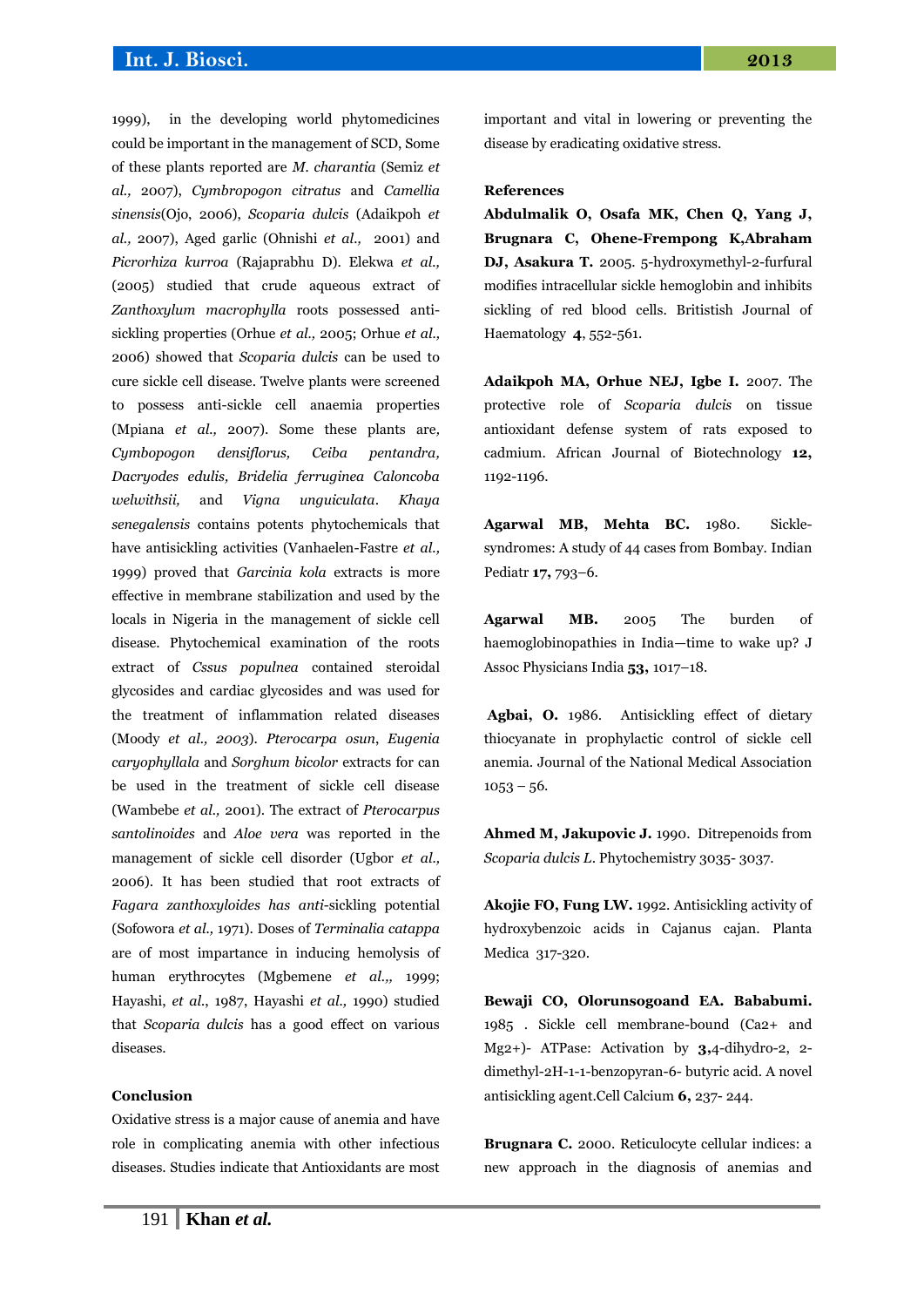1999), in the developing world phytomedicines could be important in the management of SCD, Some of these plants reported are *M. charantia* (Semiz *et al.,* 2007), *Cymbropogon citratus* and *Camellia sinensis*(Ojo, 2006), *Scoparia dulcis* (Adaikpoh *et al.,* 2007), Aged garlic (Ohnishi *et al.,* 2001) and *Picrorhiza kurroa* (Rajaprabhu D). Elekwa *et al.,* (2005) studied that crude aqueous extract of *Zanthoxylum macrophylla* roots possessed anti-sickling properties (Orhue *et al.,* 2005; Orhue *et al.,* 2006) showed that *Scoparia dulcis* can be used to cure sickle cell disease. Twelve plants were screened to possess anti-sickle cell anaemia properties (Mpiana *et al.,* 2007). Some these plants are, *Cymbopogon densiflorus, Ceiba pentandra, Dacryodes edulis, Bridelia ferruginea Caloncoba welwithsii,* and *Vigna unguiculata*. *Khaya senegalensis* contains potents phytochemicals that have antisickling activities (Vanhaelen-Fastre *et al.,* 1999) proved that *Garcinia kola* extracts is more effective in membrane stabilization and used by the locals in Nigeria in the management of sickle cell disease. Phytochemical examination of the roots extract of *Cssus populnea* contained steroidal glycosides and cardiac glycosides and was used for the treatment of inflammation related diseases (Moody *et al., 2003*). *Pterocarpa osun*, *Eugenia caryophyllala* and *Sorghum bicolor* extracts for can be used in the treatment of sickle cell disease (Wambebe *et al.,* 2001). The extract of *Pterocarpus santolinoides* and *Aloe vera* was reported in the management of sickle cell disorder (Ugbor *et al.,* 2006). It has been studied that root extracts of *Fagara zanthoxyloides has anti*-sickling potential (Sofowora *et al.,* 1971). Doses of *Terminalia catappa* are of most impartance in inducing hemolysis of human erythrocytes (Mgbemene *et al.,,* 1999; Hayashi, *et al.*, 1987, Hayashi *et al.,* 1990) studied that *Scoparia dulcis* has a good effect on various diseases.

## Conclusion

Oxidative stress is a major cause of anemia and have role in complicating anemia with other infectious diseases. Studies indicate that Antioxidants are most important and vital in lowering or preventing the disease by eradicating oxidative stress.

## References

**Abdulmalik O, Osafa MK, Chen Q, Yang J, Brugnara C, Ohene-Frempong K,Abraham DJ, Asakura T.** 2005. 5-hydroxymethyl-2-furfural modifies intracellular sickle hemoglobin and inhibits sickling of red blood cells. Britistish Journal of Haematology **4**, 552-561.

**Adaikpoh MA, Orhue NEJ, Igbe I.** 2007. The protective role of *Scoparia dulcis* on tissue antioxidant defense system of rats exposed to cadmium. African Journal of Biotechnology **12,** 1192-1196.

**Agarwal MB, Mehta BC.** 1980. Sickle-syndromes: A study of 44 cases from Bombay. Indian Pediatr **17,** 793–6.

**Agarwal MB.** 2005 The burden of haemoglobinopathies in India—time to wake up? J Assoc Physicians India **53,** 1017–18.

**Agbai, O.** 1986. Antisickling effect of dietary thiocyanate in prophylactic control of sickle cell anemia. Journal of the National Medical Association 1053 – 56.

**Ahmed M, Jakupovic J.** 1990. Ditrepenoids from *Scoparia dulcis L*. Phytochemistry 3035- 3037.

**Akojie FO, Fung LW.** 1992. Antisickling activity of hydroxybenzoic acids in Cajanus cajan. Planta Medica 317-320.

**Bewaji CO, Olorunsogoand EA. Bababumi.** 1985 . Sickle cell membrane-bound (Ca2+ and Mg2+)- ATPase: Activation by **3,**4-dihydro-2, 2-dimethyl-2H-1-1-benzopyran-6- butyric acid. A novel antisickling agent.Cell Calcium **6,** 237- 244.

**Brugnara C.** 2000. Reticulocyte cellular indices: a new approach in the diagnosis of anemias and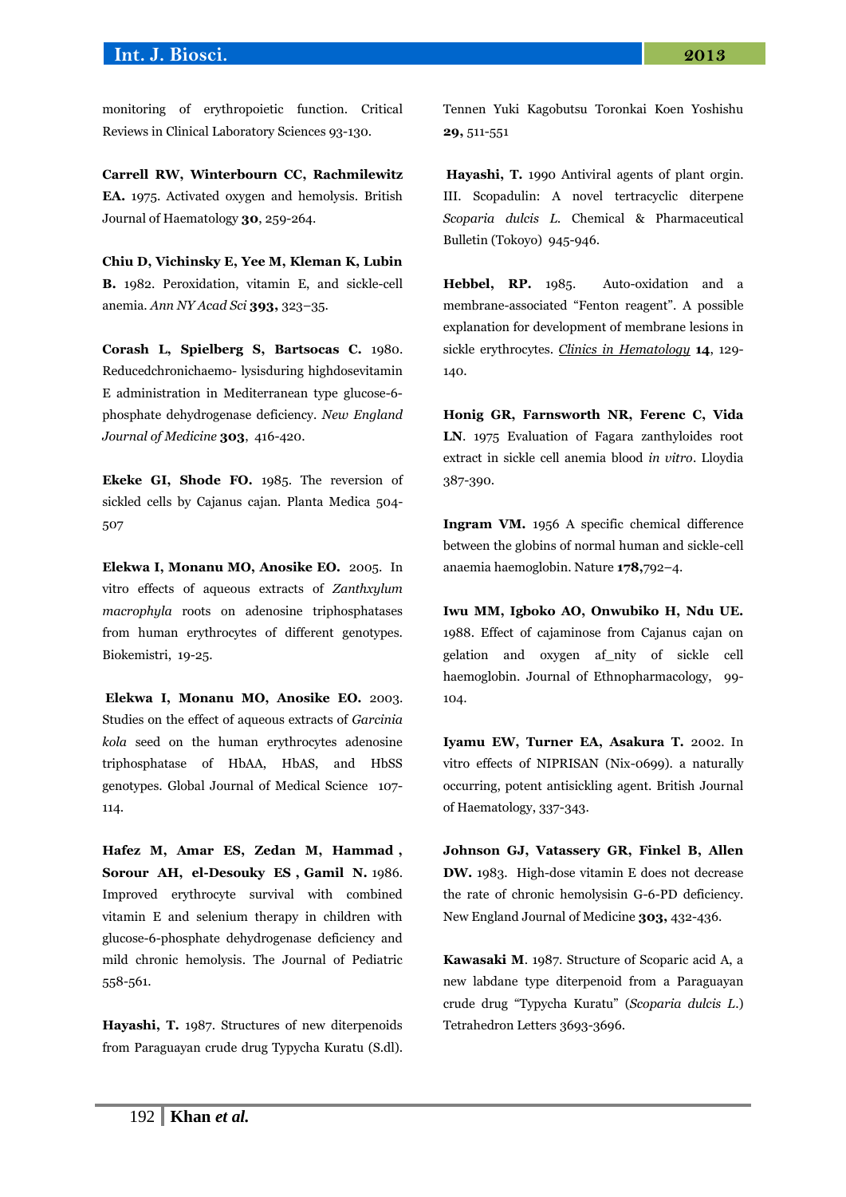monitoring of erythropoietic function. Critical Reviews in Clinical Laboratory Sciences 93-130.

**Carrell RW, Winterbourn CC, Rachmilewitz EA.** 1975. Activated oxygen and hemolysis. British Journal of Haematology **30**, 259-264.

**Chiu D, Vichinsky E, Yee M, Kleman K, Lubin B.** 1982. Peroxidation, vitamin E, and sickle-cell anemia. *Ann NY Acad Sci* **393,** 323–35.

**Corash L, Spielberg S, Bartsocas C.** 1980. Reducedchronichaemo- lysisduring highdosevitamin E administration in Mediterranean type glucose-6-phosphate dehydrogenase deficiency. *New England Journal of Medicine* **303**, 416-420.

**Ekeke GI, Shode FO.** 1985. The reversion of sickled cells by Cajanus cajan. Planta Medica 504-507

**Elekwa I, Monanu MO, Anosike EO.** 2005. In vitro effects of aqueous extracts of *Zanthxylum macrophyla* roots on adenosine triphosphatases from human erythrocytes of different genotypes. Biokemistri, 19-25.

**Elekwa I, Monanu MO, Anosike EO.** 2003. Studies on the effect of aqueous extracts of *Garcinia kola* seed on the human erythrocytes adenosine triphosphatase of HbAA, HbAS, and HbSS genotypes. Global Journal of Medical Science 107-114.

**Hafez M, Amar ES, Zedan M, Hammad , Sorour AH, el-Desouky ES , Gamil N.** 1986. Improved erythrocyte survival with combined vitamin E and selenium therapy in children with glucose-6-phosphate dehydrogenase deficiency and mild chronic hemolysis. The Journal of Pediatric 558-561.

**Hayashi, T.** 1987. Structures of new diterpenoids from Paraguayan crude drug Typycha Kuratu (S.dl). Tennen Yuki Kagobutsu Toronkai Koen Yoshishu **29,** 511-551

**Hayashi, T.** 1990 Antiviral agents of plant orgin. III. Scopadulin: A novel tetracyclic diterpene *Scoparia dulcis L.* Chemical & Pharmaceutical Bulletin (Tokoyo) 945-946.

**Hebbel, RP.** 1985. Auto-oxidation and a membrane-associated "Fenton reagent". A possible explanation for development of membrane lesions in sickle erythrocytes. *Clinics in Hematology* **14**, 129-140.

**Honig GR, Farnsworth NR, Ferenc C, Vida LN**. 1975 Evaluation of Fagara zanthyloides root extract in sickle cell anemia blood *in vitro*. Lloydia 387-390.

**Ingram VM.** 1956 A specific chemical difference between the globins of normal human and sickle-cell anaemia haemoglobin. Nature **178**,792–4.

**Iwu MM, Igboko AO, Onwubiko H, Ndu UE.** 1988. Effect of cajaminose from Cajanus cajan on gelation and oxygen af_nity of sickle cell haemoglobin. Journal of Ethnopharmacology, 99-104.

**Iyamu EW, Turner EA, Asakura T.** 2002. In vitro effects of NIPRISAN (Nix-0699). a naturally occurring, potent antisickling agent. British Journal of Haematology, 337-343.

**Johnson GJ, Vatassery GR, Finkel B, Allen DW.** 1983. High-dose vitamin E does not decrease the rate of chronic hemolysisin G-6-PD deficiency. New England Journal of Medicine **303,** 432-436.

**Kawasaki M**. 1987. Structure of Scoparic acid A, a new labdane type diterpenoid from a Paraguayan crude drug "Typycha Kuratu" (*Scoparia dulcis L.*) Tetrahedron Letters 3693-3696.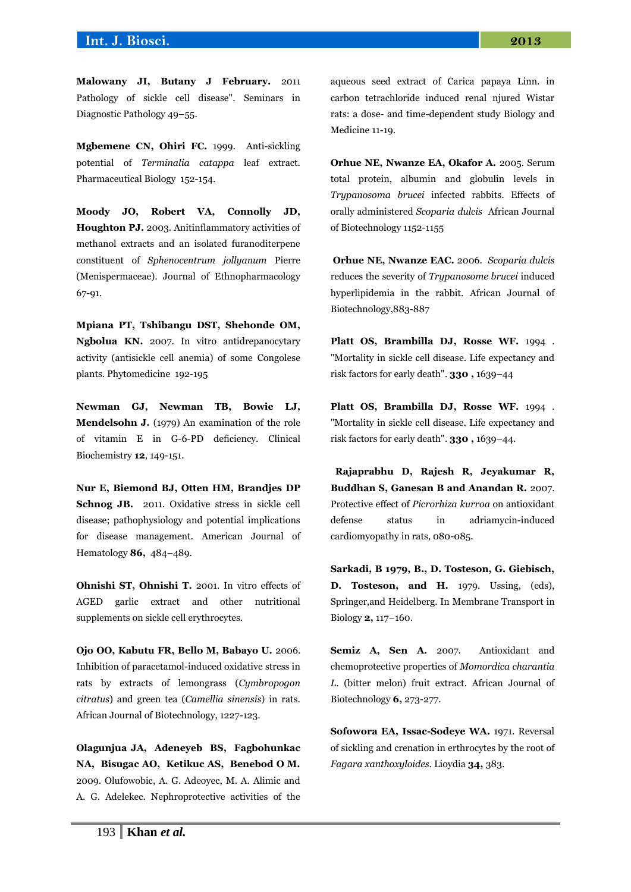**Malowany JI, Butany J February.** 2011 Pathology of sickle cell disease". Seminars in Diagnostic Pathology 49–55.

**Mgbemene CN, Ohiri FC.** 1999. Anti-sickling potential of *Terminalia catappa* leaf extract. Pharmaceutical Biology 152-154.

**Moody JO, Robert VA, Connolly JD, Houghton PJ.** 2003. Anitinflammatory activities of methanol extracts and an isolated furanoditerpene constituent of *Sphenocentrum jollyanum* Pierre (Menispermaceae). Journal of Ethnopharmacology 67-91.

**Mpiana PT, Tshibangu DST, Shehonde OM, Ngbolua KN.** 2007. In vitro antidrepanocytary activity (antisickle cell anemia) of some Congolese plants. Phytomedicine 192-195

**Newman GJ, Newman TB, Bowie LJ, Mendelsohn J.** (1979) An examination of the role of vitamin E in G-6-PD deficiency. Clinical Biochemistry **12**, 149-151.

**Nur E, Biemond BJ, Otten HM, Brandjes DP Schnog JB.** 2011. Oxidative stress in sickle cell disease; pathophysiology and potential implications for disease management. American Journal of Hematology **86,** 484–489.

**Ohnishi ST, Ohnishi T.** 2001. In vitro effects of AGED garlic extract and other nutritional supplements on sickle cell erythrocytes.

**Ojo OO, Kabutu FR, Bello M, Babayo U.** 2006. Inhibition of paracetamol-induced oxidative stress in rats by extracts of lemongrass (*Cymbropogon citratus*) and green tea (*Camellia sinensis*) in rats. African Journal of Biotechnology, 1227-123.

**Olagunjua JA, Adeneyeb BS, Fagbohunkac NA, Bisugac AO, Ketikuc AS, Benebod O M.** 2009. Olufowobic, A. G. Adeoyec, M. A. Alimic and A. G. Adelekec. Nephroprotective activities of the aqueous seed extract of Carica papaya Linn. in carbon tetrachloride induced renal njured Wistar rats: a dose- and time-dependent study Biology and Medicine 11-19.

**Orhue NE, Nwanze EA, Okafor A.** 2005. Serum total protein, albumin and globulin levels in *Trypanosoma brucei* infected rabbits. Effects of orally administered *Scoparia dulcis* African Journal of Biotechnology 1152-1155

**Orhue NE, Nwanze EAC.** 2006. *Scoparia dulcis* reduces the severity of *Trypanosome brucei* induced hyperlipidemia in the rabbit. African Journal of Biotechnology,883-887

**Platt OS, Brambilla DJ, Rosse WF.** 1994 . "Mortality in sickle cell disease. Life expectancy and risk factors for early death". **330 ,** 1639–44

**Platt OS, Brambilla DJ, Rosse WF.** 1994 . "Mortality in sickle cell disease. Life expectancy and risk factors for early death". **330 ,** 1639–44.

**Rajaprabhu D, Rajesh R, Jeyakumar R, Buddhan S, Ganesan B and Anandan R.** 2007. Protective effect of *Picrorhiza kurroa* on antioxidant defense status in adriamycin-induced cardiomyopathy in rats, 080-085.

**Sarkadi, B 1979, B., D. Tosteson, G. Giebisch, D. Tosteson, and H.** 1979. Ussing, (eds), Springer,and Heidelberg. In Membrane Transport in Biology **2,** 117–160.

**Semiz A, Sen A.** 2007. Antioxidant and chemoprotective properties of *Momordica charantia L.* (bitter melon) fruit extract. African Journal of Biotechnology **6,** 273-277.

**Sofowora EA, Issac-Sodeye WA.** 1971. Reversal of sickling and crenation in erthrocytes by the root of *Fagara xanthoxyloides.* Lioydia **34,** 383.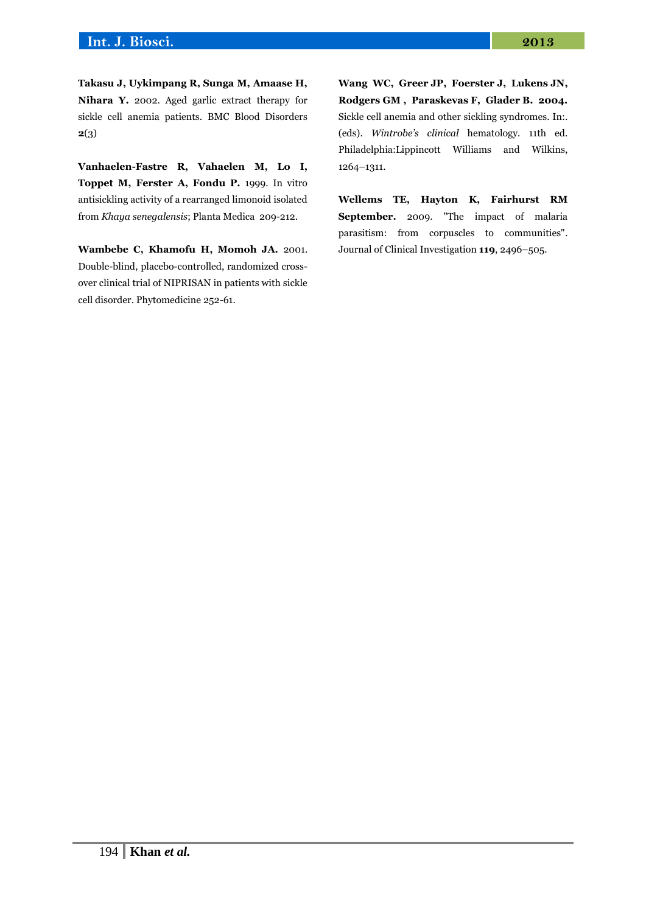**Takasu J, Uykimpang R, Sunga M, Amaase H, Nihara Y.** 2002. Aged garlic extract therapy for sickle cell anemia patients. BMC Blood Disorders **2**(3)

**Vanhaelen-Fastre R, Vahaelen M, Lo I, Toppet M, Ferster A, Fondu P.** 1999. In vitro antisickling activity of a rearranged limonoid isolated from *Khaya senegalensis*; Planta Medica 209-212.

**Wambebe C, Khamofu H, Momoh JA.** 2001. Double-blind, placebo-controlled, randomized cross-over clinical trial of NIPRISAN in patients with sickle cell disorder. Phytomedicine 252-61.

**Wang WC, Greer JP, Foerster J, Lukens JN, Rodgers GM , Paraskevas F, Glader B. 2004.** Sickle cell anemia and other sickling syndromes. In:. (eds). *Wintrobe's clinical* hematology. 11th ed. Philadelphia:Lippincott Williams and Wilkins, 1264–1311.

**Wellems TE, Hayton K, Fairhurst RM September.** 2009. "The impact of malaria parasitism: from corpuscles to communities". Journal of Clinical Investigation **119**, 2496–505.